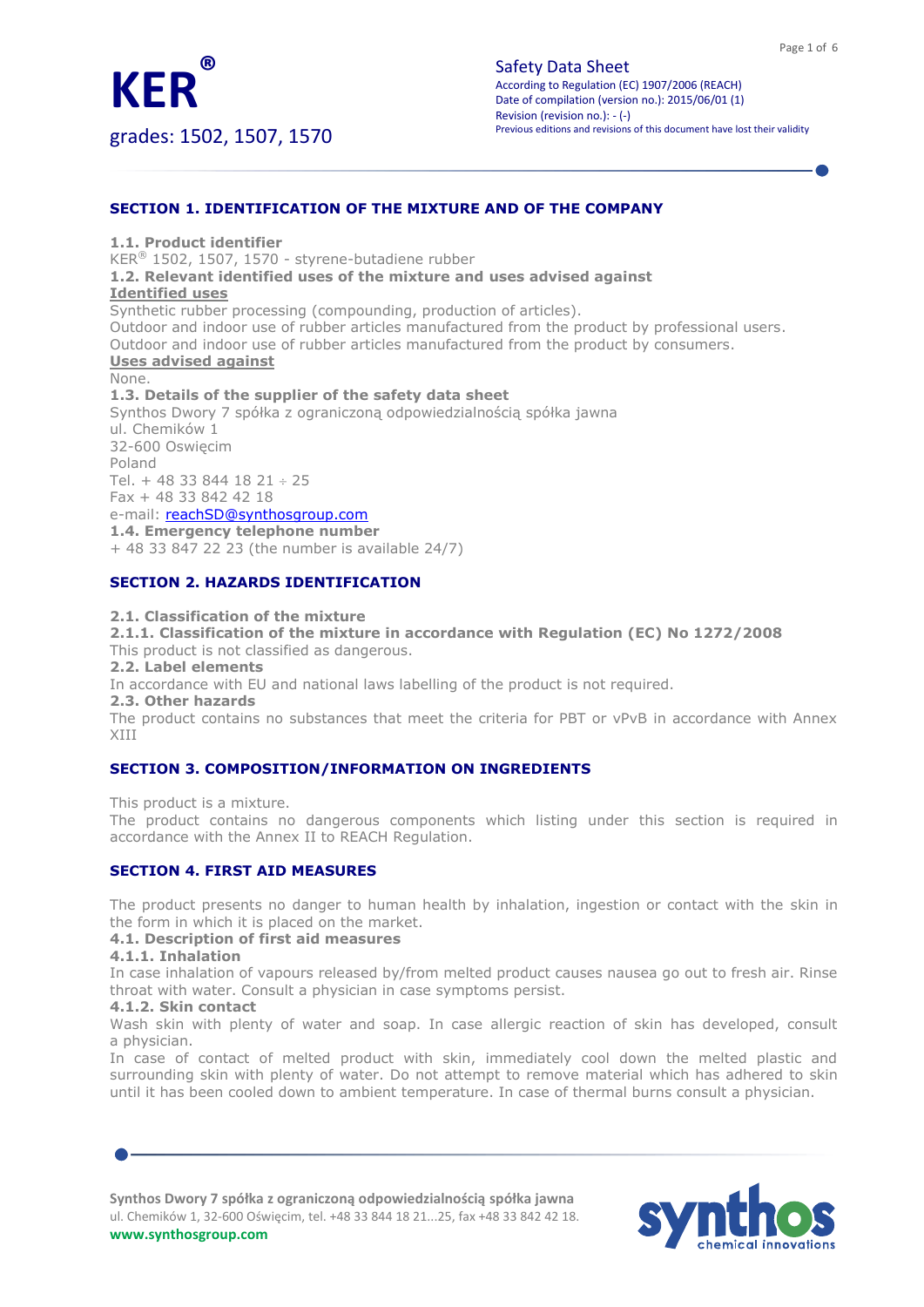# KER®

grades: 1502, 1507, 1570

Safety Data Sheet
According to Regulation (EC) 1907/2006 (REACH)
Date of compilation (version no.): 2015/06/01 (1)
Revision (revision no.): - (-)
Previous editions and revisions of this document have lost their validity

## SECTION 1. IDENTIFICATION OF THE MIXTURE AND OF THE COMPANY

**1.1. Product identifier**

KER® 1502, 1507, 1570 - styrene-butadiene rubber

**1.2. Relevant identified uses of the mixture and uses advised against**

**Identified uses**

Synthetic rubber processing (compounding, production of articles).
Outdoor and indoor use of rubber articles manufactured from the product by professional users.
Outdoor and indoor use of rubber articles manufactured from the product by consumers.

**Uses advised against**

None.

**1.3. Details of the supplier of the safety data sheet**

Synthos Dwory 7 spółka z ograniczoną odpowiedzialnością spółka jawna
ul. Chemików 1
32-600 Oswięcim
Poland
Tel. + 48 33 844 18 21 ÷ 25
Fax + 48 33 842 42 18
e-mail: reachSD@synthosgroup.com

**1.4. Emergency telephone number**

+ 48 33 847 22 23 (the number is available 24/7)

## SECTION 2. HAZARDS IDENTIFICATION

**2.1. Classification of the mixture**

**2.1.1. Classification of the mixture in accordance with Regulation (EC) No 1272/2008**

This product is not classified as dangerous.

**2.2. Label elements**

In accordance with EU and national laws labelling of the product is not required.

**2.3. Other hazards**

The product contains no substances that meet the criteria for PBT or vPvB in accordance with Annex XIII

## SECTION 3. COMPOSITION/INFORMATION ON INGREDIENTS

This product is a mixture.
The product contains no dangerous components which listing under this section is required in accordance with the Annex II to REACH Regulation.

## SECTION 4. FIRST AID MEASURES

The product presents no danger to human health by inhalation, ingestion or contact with the skin in the form in which it is placed on the market.

**4.1. Description of first aid measures**

**4.1.1. Inhalation**

In case inhalation of vapours released by/from melted product causes nausea go out to fresh air. Rinse throat with water. Consult a physician in case symptoms persist.

**4.1.2. Skin contact**

Wash skin with plenty of water and soap. In case allergic reaction of skin has developed, consult a physician.

In case of contact of melted product with skin, immediately cool down the melted plastic and surrounding skin with plenty of water. Do not attempt to remove material which has adhered to skin until it has been cooled down to ambient temperature. In case of thermal burns consult a physician.

**Synthos Dwory 7 spółka z ograniczoną odpowiedzialnością spółka jawna**
ul. Chemików 1, 32-600 Oświęcim, tel. +48 33 844 18 21...25, fax +48 33 842 42 18.
**www.synthosgroup.com**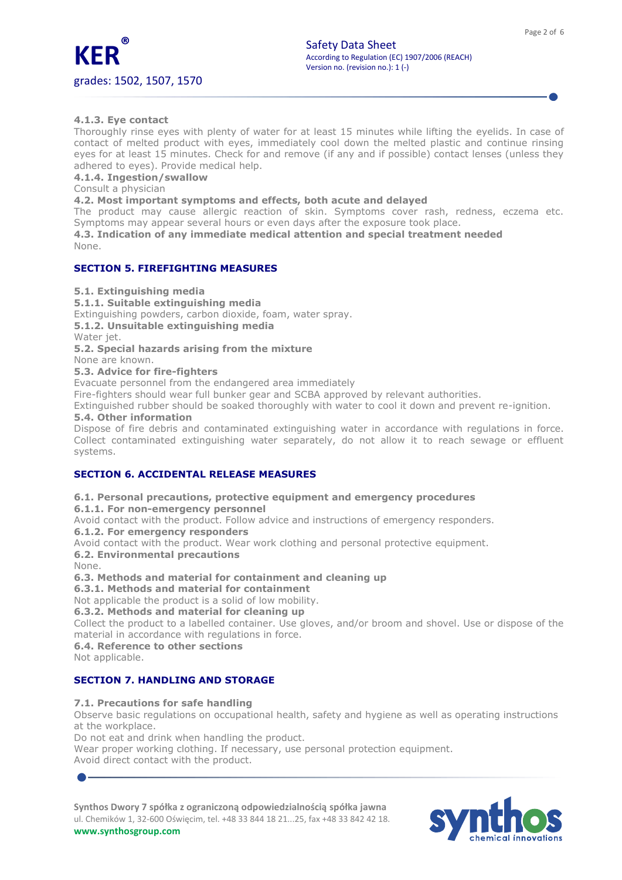#### 4.1.3. Eye contact

Thoroughly rinse eyes with plenty of water for at least 15 minutes while lifting the eyelids. In case of contact of melted product with eyes, immediately cool down the melted plastic and continue rinsing eyes for at least 15 minutes. Check for and remove (if any and if possible) contact lenses (unless they adhered to eyes). Provide medical help.

#### 4.1.4. Ingestion/swallow

Consult a physician

### 4.2. Most important symptoms and effects, both acute and delayed

The product may cause allergic reaction of skin. Symptoms cover rash, redness, eczema etc. Symptoms may appear several hours or even days after the exposure took place.

### 4.3. Indication of any immediate medical attention and special treatment needed

None.

## SECTION 5. FIREFIGHTING MEASURES

### 5.1. Extinguishing media

#### 5.1.1. Suitable extinguishing media

Extinguishing powders, carbon dioxide, foam, water spray.

#### 5.1.2. Unsuitable extinguishing media

Water jet.

### 5.2. Special hazards arising from the mixture

None are known.

### 5.3. Advice for fire-fighters

Evacuate personnel from the endangered area immediately

Fire-fighters should wear full bunker gear and SCBA approved by relevant authorities.

Extinguished rubber should be soaked thoroughly with water to cool it down and prevent re-ignition.

### 5.4. Other information

Dispose of fire debris and contaminated extinguishing water in accordance with regulations in force. Collect contaminated extinguishing water separately, do not allow it to reach sewage or effluent systems.

## SECTION 6. ACCIDENTAL RELEASE MEASURES

### 6.1. Personal precautions, protective equipment and emergency procedures

#### 6.1.1. For non-emergency personnel

Avoid contact with the product. Follow advice and instructions of emergency responders.

#### 6.1.2. For emergency responders

Avoid contact with the product. Wear work clothing and personal protective equipment.

### 6.2. Environmental precautions

None.

### 6.3. Methods and material for containment and cleaning up

#### 6.3.1. Methods and material for containment

Not applicable the product is a solid of low mobility.

#### 6.3.2. Methods and material for cleaning up

Collect the product to a labelled container. Use gloves, and/or broom and shovel. Use or dispose of the material in accordance with regulations in force.

### 6.4. Reference to other sections

Not applicable.

## SECTION 7. HANDLING AND STORAGE

### 7.1. Precautions for safe handling

Observe basic regulations on occupational health, safety and hygiene as well as operating instructions at the workplace.

Do not eat and drink when handling the product.

Wear proper working clothing. If necessary, use personal protection equipment.

Avoid direct contact with the product.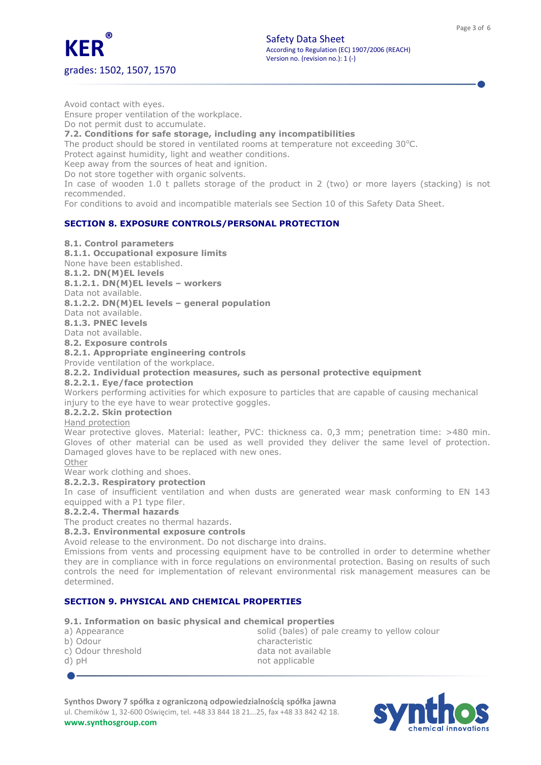Avoid contact with eyes.
Ensure proper ventilation of the workplace.
Do not permit dust to accumulate.

**7.2. Conditions for safe storage, including any incompatibilities**

The product should be stored in ventilated rooms at temperature not exceeding 30°C.
Protect against humidity, light and weather conditions.
Keep away from the sources of heat and ignition.
Do not store together with organic solvents.
In case of wooden 1.0 t pallets storage of the product in 2 (two) or more layers (stacking) is not recommended.
For conditions to avoid and incompatible materials see Section 10 of this Safety Data Sheet.

## SECTION 8. EXPOSURE CONTROLS/PERSONAL PROTECTION

**8.1. Control parameters**

**8.1.1. Occupational exposure limits**

None have been established.

**8.1.2. DN(M)EL levels**

**8.1.2.1. DN(M)EL levels – workers**

Data not available.

**8.1.2.2. DN(M)EL levels – general population**

Data not available.

**8.1.3. PNEC levels**

Data not available.

**8.2. Exposure controls**

**8.2.1. Appropriate engineering controls**

Provide ventilation of the workplace.

**8.2.2. Individual protection measures, such as personal protective equipment**

**8.2.2.1. Eye/face protection**

Workers performing activities for which exposure to particles that are capable of causing mechanical injury to the eye have to wear protective goggles.

**8.2.2.2. Skin protection**

Hand protection

Wear protective gloves. Material: leather, PVC: thickness ca. 0,3 mm; penetration time: >480 min. Gloves of other material can be used as well provided they deliver the same level of protection. Damaged gloves have to be replaced with new ones.

Other

Wear work clothing and shoes.

**8.2.2.3. Respiratory protection**

In case of insufficient ventilation and when dusts are generated wear mask conforming to EN 143 equipped with a P1 type filer.

**8.2.2.4. Thermal hazards**

The product creates no thermal hazards.

**8.2.3. Environmental exposure controls**

Avoid release to the environment. Do not discharge into drains.
Emissions from vents and processing equipment have to be controlled in order to determine whether they are in compliance with in force regulations on environmental protection. Basing on results of such controls the need for implementation of relevant environmental risk management measures can be determined.

## SECTION 9. PHYSICAL AND CHEMICAL PROPERTIES

**9.1. Information on basic physical and chemical properties**

| | |
|---|---|
| a) Appearance | solid (bales) of pale creamy to yellow colour |
| b) Odour | characteristic |
| c) Odour threshold | data not available |
| d) pH | not applicable |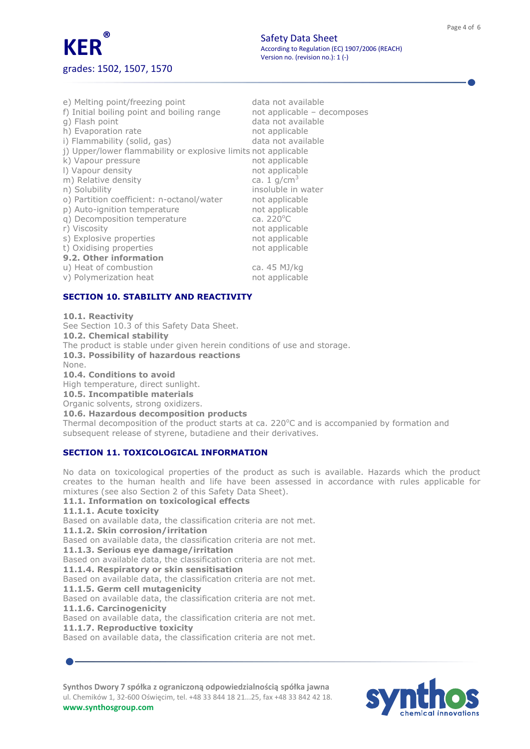| | |
|---|---|
| e) Melting point/freezing point | data not available |
| f) Initial boiling point and boiling range | not applicable – decomposes |
| g) Flash point | data not available |
| h) Evaporation rate | not applicable |
| i) Flammability (solid, gas) | data not available |
| j) Upper/lower flammability or explosive limits | not applicable |
| k) Vapour pressure | not applicable |
| l) Vapour density | not applicable |
| m) Relative density | ca. 1 $g/cm^3$ |
| n) Solubility | insoluble in water |
| o) Partition coefficient: n-octanol/water | not applicable |
| p) Auto-ignition temperature | not applicable |
| q) Decomposition temperature | ca. 220°C |
| r) Viscosity | not applicable |
| s) Explosive properties | not applicable |
| t) Oxidising properties | not applicable |

**9.2. Other information**

| | |
|---|---|
| u) Heat of combustion | ca. 45 MJ/kg |
| v) Polymerization heat | not applicable |

## SECTION 10. STABILITY AND REACTIVITY

**10.1. Reactivity**
See Section 10.3 of this Safety Data Sheet.

**10.2. Chemical stability**
The product is stable under given herein conditions of use and storage.

**10.3. Possibility of hazardous reactions**
None.

**10.4. Conditions to avoid**
High temperature, direct sunlight.

**10.5. Incompatible materials**
Organic solvents, strong oxidizers.

**10.6. Hazardous decomposition products**
Thermal decomposition of the product starts at ca. 220°C and is accompanied by formation and subsequent release of styrene, butadiene and their derivatives.

## SECTION 11. TOXICOLOGICAL INFORMATION

No data on toxicological properties of the product as such is available. Hazards which the product creates to the human health and life have been assessed in accordance with rules applicable for mixtures (see also Section 2 of this Safety Data Sheet).

**11.1. Information on toxicological effects**

**11.1.1. Acute toxicity**
Based on available data, the classification criteria are not met.

**11.1.2. Skin corrosion/irritation**
Based on available data, the classification criteria are not met.

**11.1.3. Serious eye damage/irritation**
Based on available data, the classification criteria are not met.

**11.1.4. Respiratory or skin sensitisation**
Based on available data, the classification criteria are not met.

**11.1.5. Germ cell mutagenicity**
Based on available data, the classification criteria are not met.

**11.1.6. Carcinogenicity**
Based on available data, the classification criteria are not met.

**11.1.7. Reproductive toxicity**
Based on available data, the classification criteria are not met.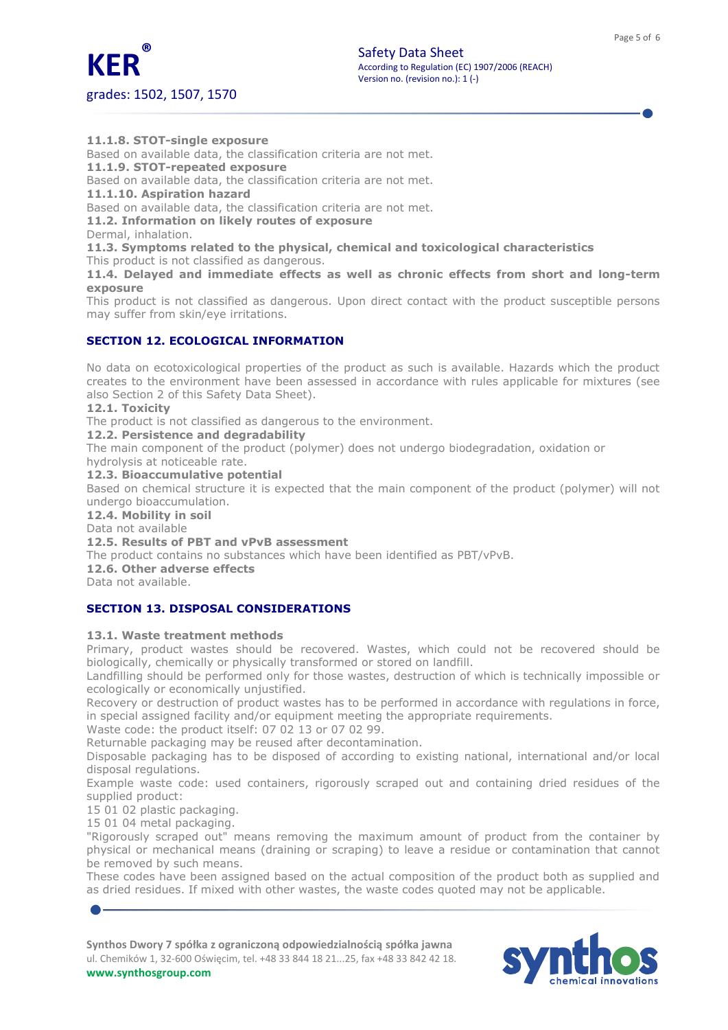**11.1.8. STOT-single exposure**

Based on available data, the classification criteria are not met.

**11.1.9. STOT-repeated exposure**

Based on available data, the classification criteria are not met.

**11.1.10. Aspiration hazard**

Based on available data, the classification criteria are not met.

**11.2. Information on likely routes of exposure**

Dermal, inhalation.

**11.3. Symptoms related to the physical, chemical and toxicological characteristics**

This product is not classified as dangerous.

**11.4. Delayed and immediate effects as well as chronic effects from short and long-term exposure**

This product is not classified as dangerous. Upon direct contact with the product susceptible persons may suffer from skin/eye irritations.

## SECTION 12. ECOLOGICAL INFORMATION

No data on ecotoxicological properties of the product as such is available. Hazards which the product creates to the environment have been assessed in accordance with rules applicable for mixtures (see also Section 2 of this Safety Data Sheet).

**12.1. Toxicity**

The product is not classified as dangerous to the environment.

**12.2. Persistence and degradability**

The main component of the product (polymer) does not undergo biodegradation, oxidation or hydrolysis at noticeable rate.

**12.3. Bioaccumulative potential**

Based on chemical structure it is expected that the main component of the product (polymer) will not undergo bioaccumulation.

**12.4. Mobility in soil**

Data not available

**12.5. Results of PBT and vPvB assessment**

The product contains no substances which have been identified as PBT/vPvB.

**12.6. Other adverse effects**

Data not available.

## SECTION 13. DISPOSAL CONSIDERATIONS

**13.1. Waste treatment methods**

Primary, product wastes should be recovered. Wastes, which could not be recovered should be biologically, chemically or physically transformed or stored on landfill.

Landfilling should be performed only for those wastes, destruction of which is technically impossible or ecologically or economically unjustified.

Recovery or destruction of product wastes has to be performed in accordance with regulations in force, in special assigned facility and/or equipment meeting the appropriate requirements.

Waste code: the product itself: 07 02 13 or 07 02 99.

Returnable packaging may be reused after decontamination.

Disposable packaging has to be disposed of according to existing national, international and/or local disposal regulations.

Example waste code: used containers, rigorously scraped out and containing dried residues of the supplied product:

15 01 02 plastic packaging.

15 01 04 metal packaging.

"Rigorously scraped out" means removing the maximum amount of product from the container by physical or mechanical means (draining or scraping) to leave a residue or contamination that cannot be removed by such means.

These codes have been assigned based on the actual composition of the product both as supplied and as dried residues. If mixed with other wastes, the waste codes quoted may not be applicable.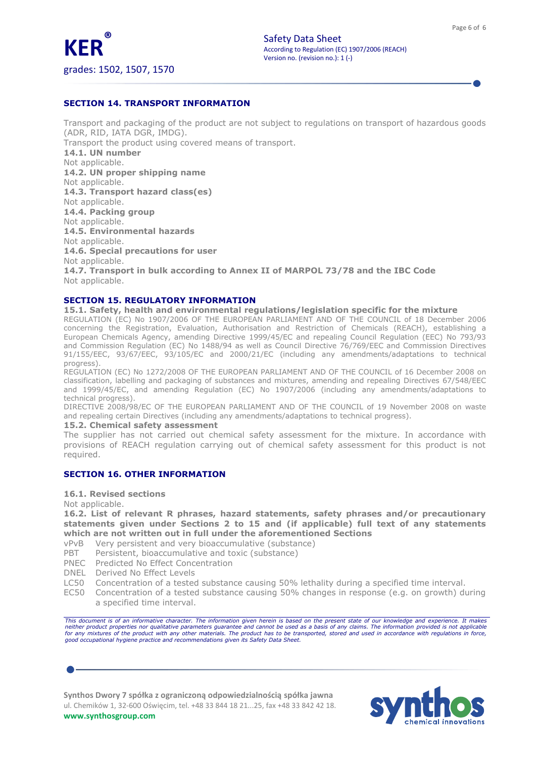## SECTION 14. TRANSPORT INFORMATION

Transport and packaging of the product are not subject to regulations on transport of hazardous goods (ADR, RID, IATA DGR, IMDG).
Transport the product using covered means of transport.

**14.1. UN number**
Not applicable.

**14.2. UN proper shipping name**
Not applicable.

**14.3. Transport hazard class(es)**
Not applicable.

**14.4. Packing group**
Not applicable.

**14.5. Environmental hazards**
Not applicable.

**14.6. Special precautions for user**
Not applicable.

**14.7. Transport in bulk according to Annex II of MARPOL 73/78 and the IBC Code**
Not applicable.

## SECTION 15. REGULATORY INFORMATION

**15.1. Safety, health and environmental regulations/legislation specific for the mixture**

REGULATION (EC) No 1907/2006 OF THE EUROPEAN PARLIAMENT AND OF THE COUNCIL of 18 December 2006 concerning the Registration, Evaluation, Authorisation and Restriction of Chemicals (REACH), establishing a European Chemicals Agency, amending Directive 1999/45/EC and repealing Council Regulation (EEC) No 793/93 and Commission Regulation (EC) No 1488/94 as well as Council Directive 76/769/EEC and Commission Directives 91/155/EEC, 93/67/EEC, 93/105/EC and 2000/21/EC (including any amendments/adaptations to technical progress).

REGULATION (EC) No 1272/2008 OF THE EUROPEAN PARLIAMENT AND OF THE COUNCIL of 16 December 2008 on classification, labelling and packaging of substances and mixtures, amending and repealing Directives 67/548/EEC and 1999/45/EC, and amending Regulation (EC) No 1907/2006 (including any amendments/adaptations to technical progress).

DIRECTIVE 2008/98/EC OF THE EUROPEAN PARLIAMENT AND OF THE COUNCIL of 19 November 2008 on waste and repealing certain Directives (including any amendments/adaptations to technical progress).

**15.2. Chemical safety assessment**

The supplier has not carried out chemical safety assessment for the mixture. In accordance with provisions of REACH regulation carrying out of chemical safety assessment for this product is not required.

## SECTION 16. OTHER INFORMATION

**16.1. Revised sections**
Not applicable.

**16.2. List of relevant R phrases, hazard statements, safety phrases and/or precautionary statements given under Sections 2 to 15 and (if applicable) full text of any statements which are not written out in full under the aforementioned Sections**

- vPvB Very persistent and very bioaccumulative (substance)
- PBT Persistent, bioaccumulative and toxic (substance)
- PNEC Predicted No Effect Concentration
- DNEL Derived No Effect Levels
- LC50 Concentration of a tested substance causing 50% lethality during a specified time interval.
- EC50 Concentration of a tested substance causing 50% changes in response (e.g. on growth) during a specified time interval.

*This document is of an informative character. The information given herein is based on the present state of our knowledge and experience. It makes neither product properties nor qualitative parameters guarantee and cannot be used as a basis of any claims. The information provided is not applicable for any mixtures of the product with any other materials. The product has to be transported, stored and used in accordance with regulations in force, good occupational hygiene practice and recommendations given its Safety Data Sheet.*

**Synthos Dwory 7 spółka z ograniczoną odpowiedzialnością spółka jawna**
ul. Chemików 1, 32-600 Oświęcim, tel. +48 33 844 18 21...25, fax +48 33 842 42 18.
**www.synthosgroup.com**